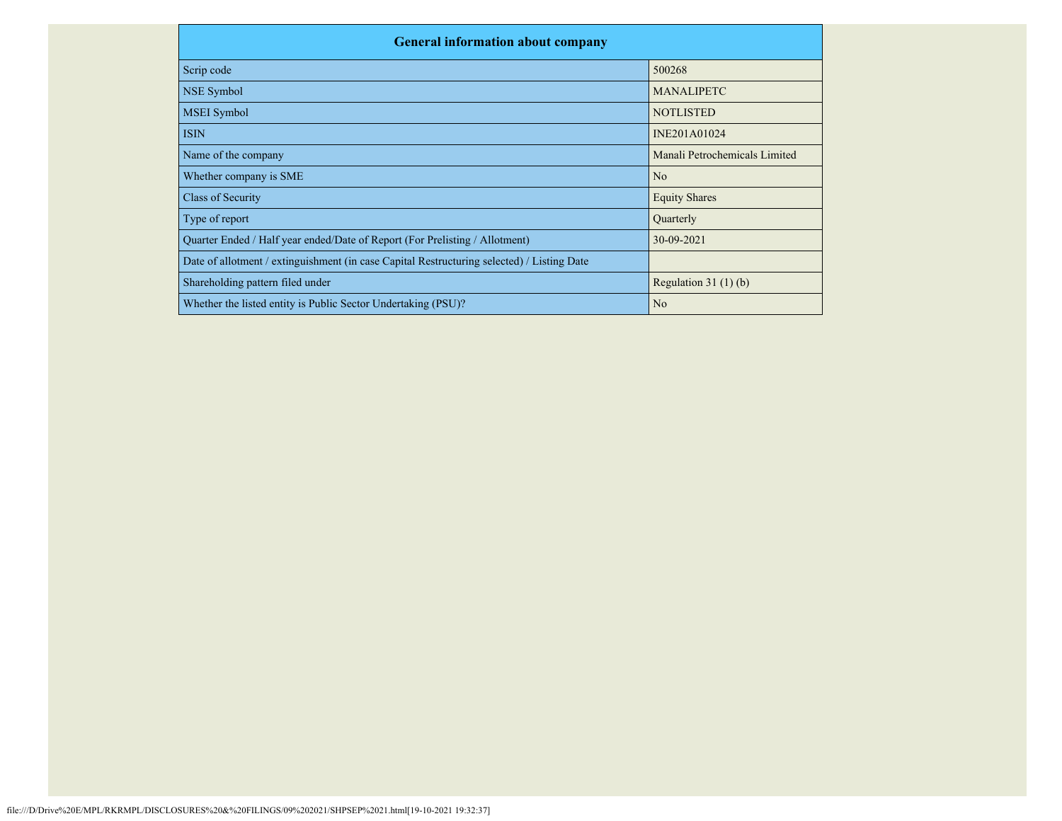| General information about company | |
|---|---|
| Scrip code | 500268 |
| NSE Symbol | MANALIPETC |
| MSEI Symbol | NOTLISTED |
| ISIN | INE201A01024 |
| Name of the company | Manali Petrochemicals Limited |
| Whether company is SME | No |
| Class of Security | Equity Shares |
| Type of report | Quarterly |
| Quarter Ended / Half year ended/Date of Report (For Prelisting / Allotment) | 30-09-2021 |
| Date of allotment / extinguishment (in case Capital Restructuring selected) / Listing Date | |
| Shareholding pattern filed under | Regulation 31 (1) (b) |
| Whether the listed entity is Public Sector Undertaking (PSU)? | No |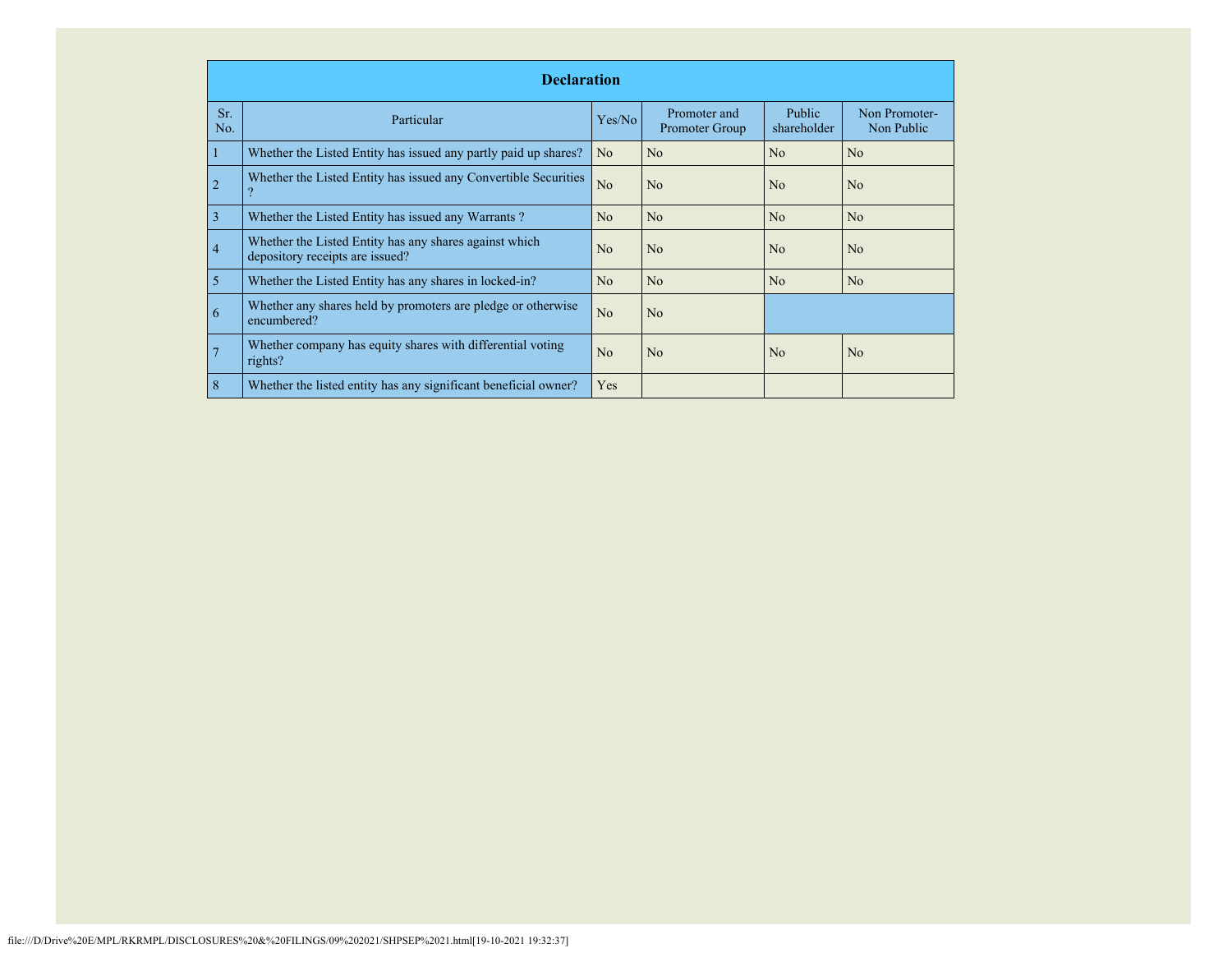| Declaration | | | | | |
|---|---|---|---|---|---|
| Sr. No. | Particular | Yes/No | Promoter and Promoter Group | Public shareholder | Non Promoter- Non Public |
| 1 | Whether the Listed Entity has issued any partly paid up shares? | No | No | No | No |
| 2 | Whether the Listed Entity has issued any Convertible Securities ? | No | No | No | No |
| 3 | Whether the Listed Entity has issued any Warrants ? | No | No | No | No |
| 4 | Whether the Listed Entity has any shares against which depository receipts are issued? | No | No | No | No |
| 5 | Whether the Listed Entity has any shares in locked-in? | No | No | No | No |
| 6 | Whether any shares held by promoters are pledge or otherwise encumbered? | No | No | | |
| 7 | Whether company has equity shares with differential voting rights? | No | No | No | No |
| 8 | Whether the listed entity has any significant beneficial owner? | Yes | | | |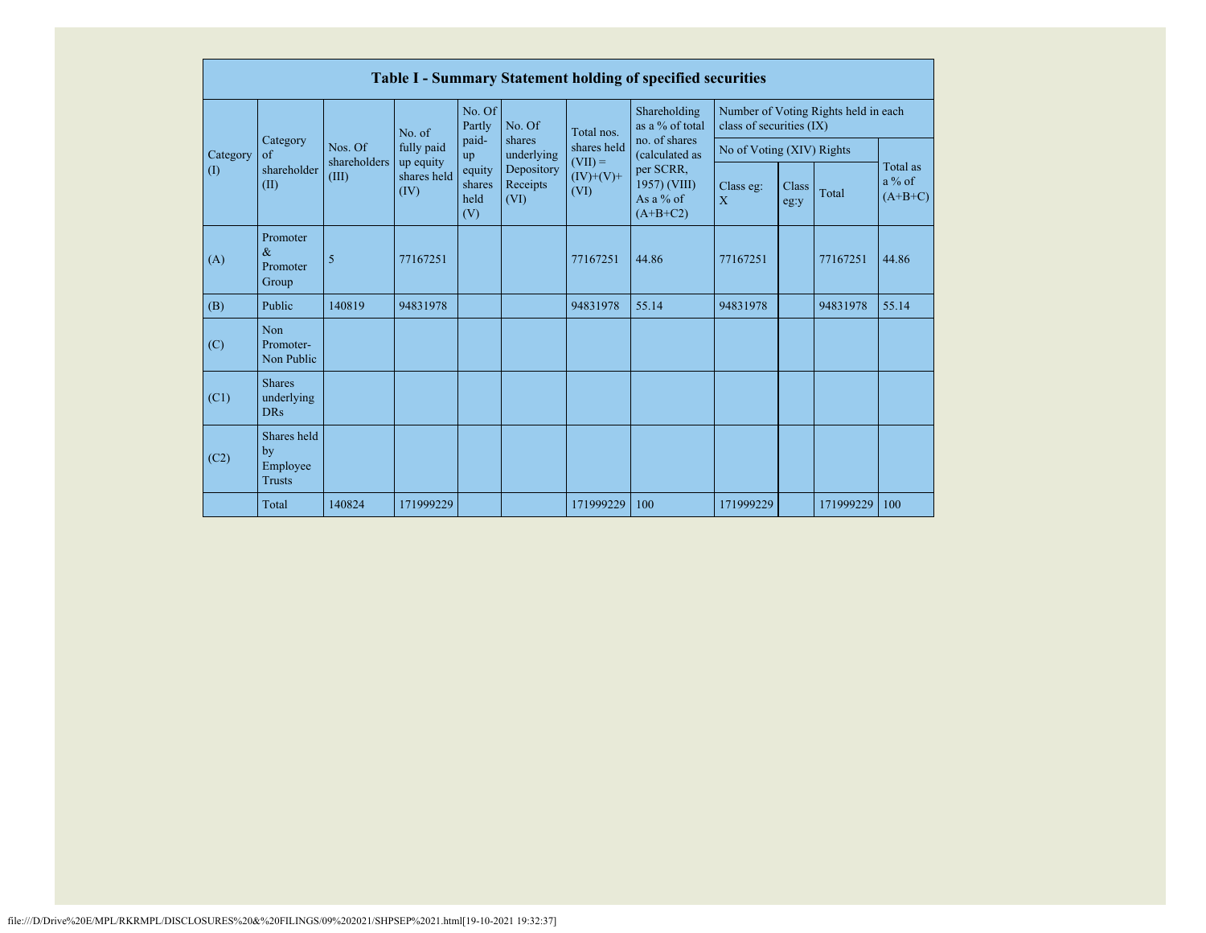| Table I - Summary Statement holding of specified securities | | | | | | | | | | | | |
|---|---|---|---|---|---|---|---|---|---|---|---|---|
| Category (I) | Category of shareholder (II) | Nos. Of shareholders (III) | No. of fully paid up equity shares held (IV) | No. Of Partly paid-up equity shares held (V) | No. Of shares underlying Depository Receipts (VI) | Total nos. shares held (VII) = (IV)+(V)+ (VI) | Shareholding as a % of total no. of shares (calculated as per SCRR, 1957) (VIII) As a % of (A+B+C2) | Number of Voting Rights held in each class of securities (IX) | | | |
| | | | | | | | | No of Voting (XIV) Rights | | | Total as a % of (A+B+C) |
| | | | | | | | | Class eg: X | Class eg:y | Total | |
| (A) | Promoter & Promoter Group | 5 | 77167251 | | | 77167251 | 44.86 | 77167251 | | 77167251 | 44.86 |
| (B) | Public | 140819 | 94831978 | | | 94831978 | 55.14 | 94831978 | | 94831978 | 55.14 |
| (C) | Non Promoter- Non Public | | | | | | | | | | |
| (C1) | Shares underlying DRs | | | | | | | | | | |
| (C2) | Shares held by Employee Trusts | | | | | | | | | | |
| | Total | 140824 | 171999229 | | | 171999229 | 100 | 171999229 | | 171999229 | 100 |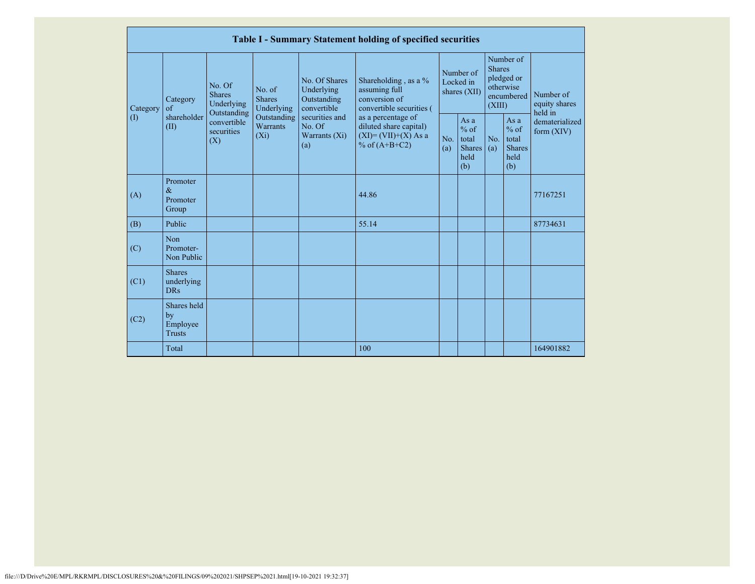## Table I - Summary Statement holding of specified securities

| Category (I) | Category of shareholder (II) | No. Of Shares Underlying Outstanding convertible securities (X) | No. of Shares Underlying Outstanding Warrants (Xi) | No. Of Shares Underlying Outstanding convertible securities and No. Of Warrants (Xi) (a) | Shareholding , as a % assuming full conversion of convertible securities ( as a percentage of diluted share capital) (XI)= (VII)+(X) As a % of (A+B+C2) | Number of Locked in shares (XII) | | Number of Shares pledged or otherwise encumbered (XIII) | | Number of equity shares held in dematerialized form (XIV) |
|---|---|---|---|---|---|---|---|---|---|---|
| | | | | | | No. (a) | As a % of total Shares held (b) | No. (a) | As a % of total Shares held (b) | |
| (A) | Promoter & Promoter Group | | | | 44.86 | | | | | 77167251 |
| (B) | Public | | | | 55.14 | | | | | 87734631 |
| (C) | Non Promoter- Non Public | | | | | | | | | |
| (C1) | Shares underlying DRs | | | | | | | | | |
| (C2) | Shares held by Employee Trusts | | | | | | | | | |
| | Total | | | | 100 | | | | | 164901882 |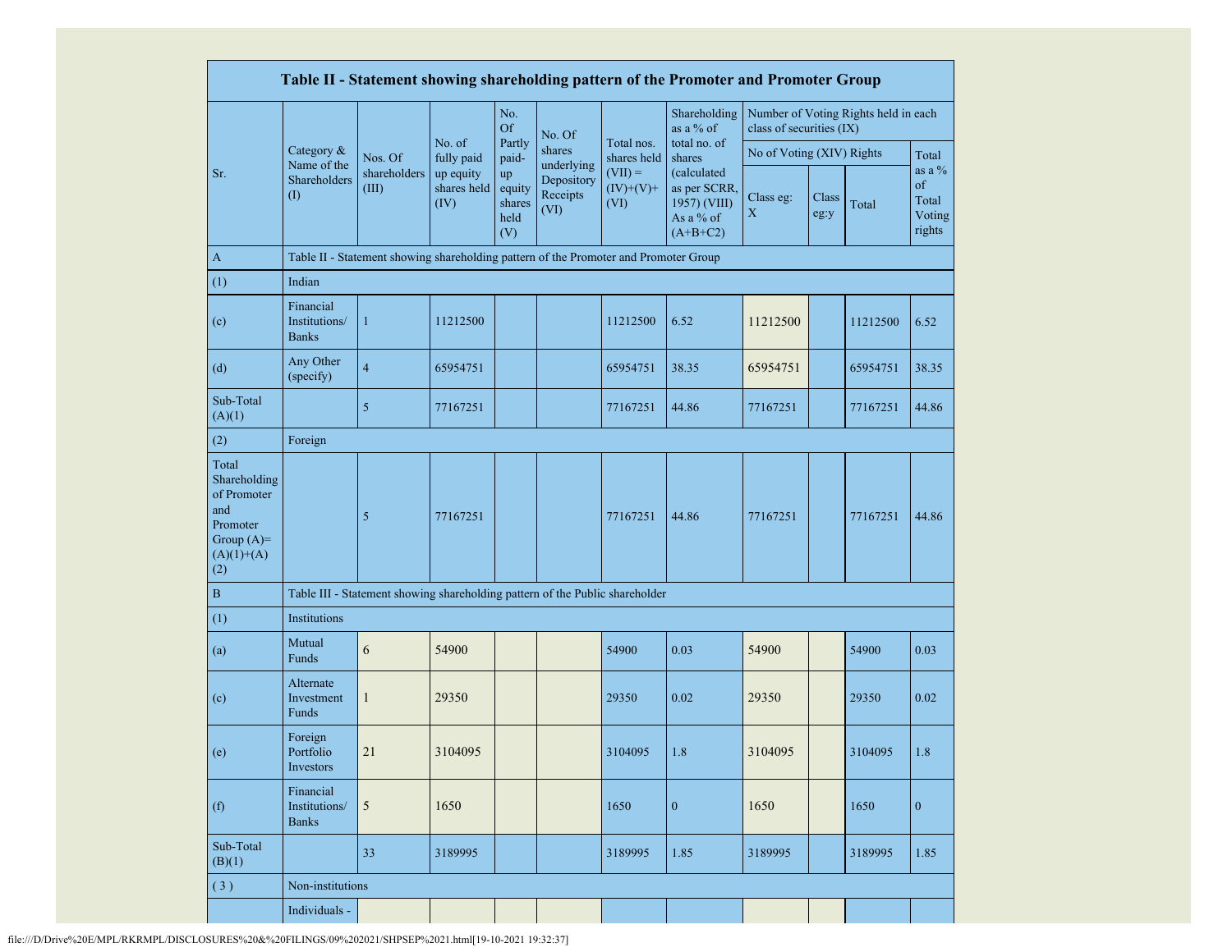| Table II - Statement showing shareholding pattern of the Promoter and Promoter Group | | | | | | | | | | | |
|---|---|---|---|---|---|---|---|---|---|---|---|
| Sr. | Category & Name of the Shareholders (I) | Nos. Of shareholders (III) | No. of fully paid up equity shares held (IV) | No. Of Partly paid-up equity shares held (V) | No. Of shares underlying Depository Receipts (VI) | Total nos. shares held (VII) = (IV)+(V)+ (VI) | Shareholding as a % of total no. of shares (calculated as per SCRR, 1957) (VIII) As a % of (A+B+C2) | Number of Voting Rights held in each class of securities (IX) | | | |
| | | | | | | | | No of Voting (XIV) Rights | | | Total as a % of Total Voting rights |
| | | | | | | | | Class eg: X | Class eg:y | Total | |
| A | Table II - Statement showing shareholding pattern of the Promoter and Promoter Group | | | | | | | | | | |
| (1) | Indian | | | | | | | | | | |
| (c) | Financial Institutions/ Banks | 1 | 11212500 | | | 11212500 | 6.52 | 11212500 | | 11212500 | 6.52 |
| (d) | Any Other (specify) | 4 | 65954751 | | | 65954751 | 38.35 | 65954751 | | 65954751 | 38.35 |
| Sub-Total (A)(1) | | 5 | 77167251 | | | 77167251 | 44.86 | 77167251 | | 77167251 | 44.86 |
| (2) | Foreign | | | | | | | | | | |
| Total Shareholding of Promoter and Promoter Group (A)= (A)(1)+(A)(2) | | 5 | 77167251 | | | 77167251 | 44.86 | 77167251 | | 77167251 | 44.86 |
| B | Table III - Statement showing shareholding pattern of the Public shareholder | | | | | | | | | | |
| (1) | Institutions | | | | | | | | | | |
| (a) | Mutual Funds | 6 | 54900 | | | 54900 | 0.03 | 54900 | | 54900 | 0.03 |
| (c) | Alternate Investment Funds | 1 | 29350 | | | 29350 | 0.02 | 29350 | | 29350 | 0.02 |
| (e) | Foreign Portfolio Investors | 21 | 3104095 | | | 3104095 | 1.8 | 3104095 | | 3104095 | 1.8 |
| (f) | Financial Institutions/ Banks | 5 | 1650 | | | 1650 | 0 | 1650 | | 1650 | 0 |
| Sub-Total (B)(1) | | 33 | 3189995 | | | 3189995 | 1.85 | 3189995 | | 3189995 | 1.85 |
| (3) | Non-institutions | | | | | | | | | | |
| | Individuals - | | | | | | | | | | |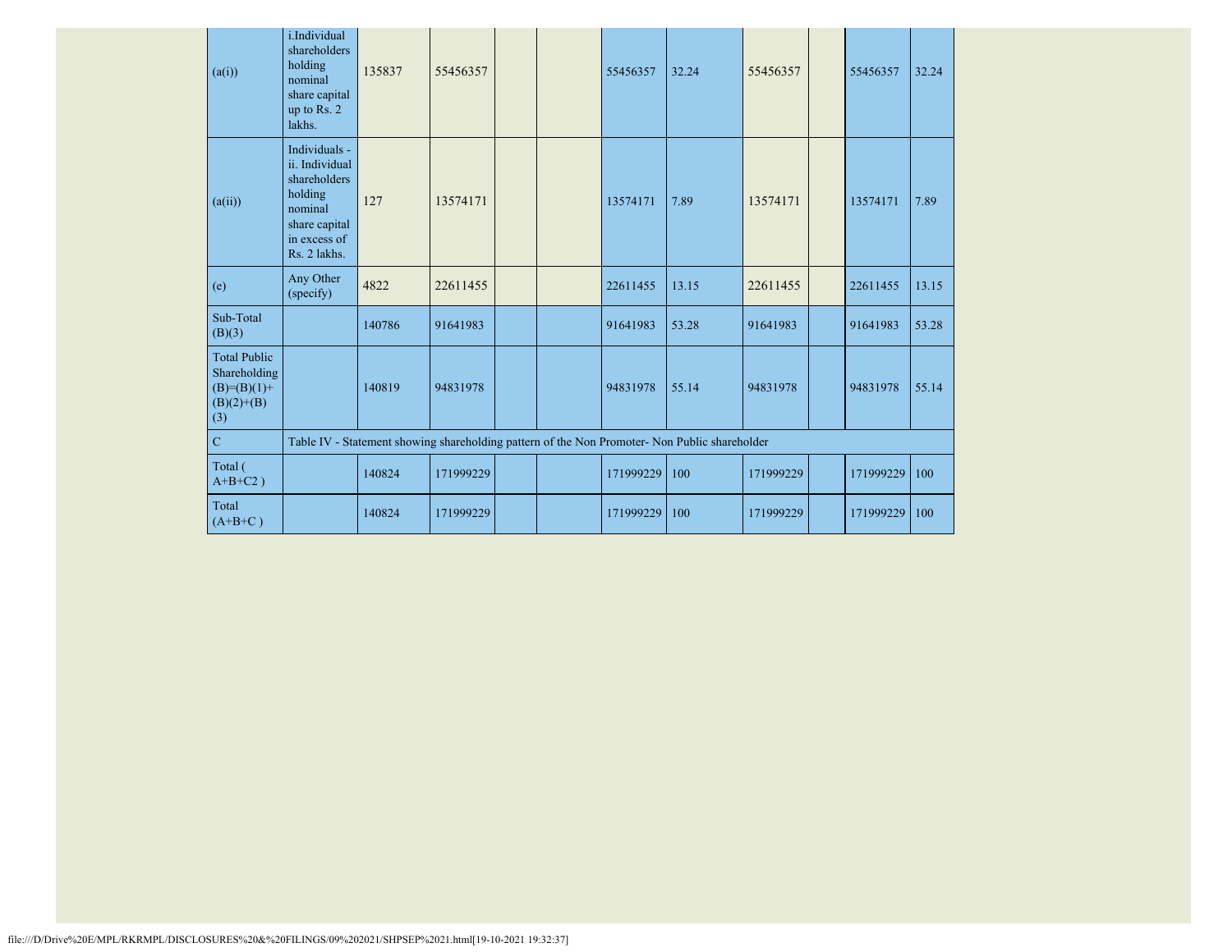| | | | | | | | | | | | |
|---|---|---|---|---|---|---|---|---|---|---|---|
| (a(i)) | i.Individual shareholders holding nominal share capital up to Rs. 2 lakhs. | 135837 | 55456357 | | | 55456357 | 32.24 | 55456357 | | 55456357 | 32.24 |
| (a(ii)) | Individuals - ii. Individual shareholders holding nominal share capital in excess of Rs. 2 lakhs. | 127 | 13574171 | | | 13574171 | 7.89 | 13574171 | | 13574171 | 7.89 |
| (e) | Any Other (specify) | 4822 | 22611455 | | | 22611455 | 13.15 | 22611455 | | 22611455 | 13.15 |
| Sub-Total (B)(3) | | 140786 | 91641983 | | | 91641983 | 53.28 | 91641983 | | 91641983 | 53.28 |
| Total Public Shareholding (B)=(B)(1)+(B)(2)+(B)(3) | | 140819 | 94831978 | | | 94831978 | 55.14 | 94831978 | | 94831978 | 55.14 |
| C | Table IV - Statement showing shareholding pattern of the Non Promoter- Non Public shareholder | | | | | | | | | | |
| Total ( A+B+C2 ) | | 140824 | 171999229 | | | 171999229 | 100 | 171999229 | | 171999229 | 100 |
| Total (A+B+C ) | | 140824 | 171999229 | | | 171999229 | 100 | 171999229 | | 171999229 | 100 |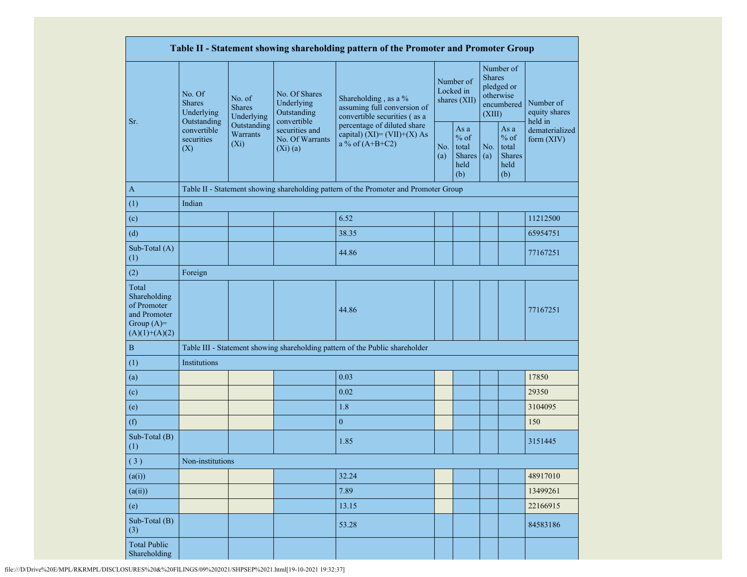| Table II - Statement showing shareholding pattern of the Promoter and Promoter Group | | | | | | | | | |
|---|---|---|---|---|---|---|---|---|---|
| Sr. | No. Of Shares Underlying Outstanding convertible securities (X) | No. of Shares Underlying Outstanding Warrants (Xi) | No. Of Shares Underlying Outstanding convertible securities and No. Of Warrants (Xi) (a) | Shareholding , as a % assuming full conversion of convertible securities ( as a percentage of diluted share capital) (XI)= (VII)+(X) As a % of (A+B+C2) | Number of Locked in shares (XII) | | Number of Shares pledged or otherwise encumbered (XIII) | | Number of equity shares held in dematerialized form (XIV) |
| | | | | | No. (a) | As a % of total Shares held (b) | No. (a) | As a % of total Shares held (b) | |
| A | Table II - Statement showing shareholding pattern of the Promoter and Promoter Group | | | | | | | | |
| (1) | Indian | | | | | | | | |
| (c) | | | | 6.52 | | | | | 11212500 |
| (d) | | | | 38.35 | | | | | 65954751 |
| Sub-Total (A) (1) | | | | 44.86 | | | | | 77167251 |
| (2) | Foreign | | | | | | | | |
| Total Shareholding of Promoter and Promoter Group (A)= (A)(1)+(A)(2) | | | | 44.86 | | | | | 77167251 |
| B | Table III - Statement showing shareholding pattern of the Public shareholder | | | | | | | | |
| (1) | Institutions | | | | | | | | |
| (a) | | | | 0.03 | | | | | 17850 |
| (c) | | | | 0.02 | | | | | 29350 |
| (e) | | | | 1.8 | | | | | 3104095 |
| (f) | | | | 0 | | | | | 150 |
| Sub-Total (B) (1) | | | | 1.85 | | | | | 3151445 |
| ( 3 ) | Non-institutions | | | | | | | | |
| (a(i)) | | | | 32.24 | | | | | 48917010 |
| (a(ii)) | | | | 7.89 | | | | | 13499261 |
| (e) | | | | 13.15 | | | | | 22166915 |
| Sub-Total (B) (3) | | | | 53.28 | | | | | 84583186 |
| Total Public Shareholding | | | | | | | | | |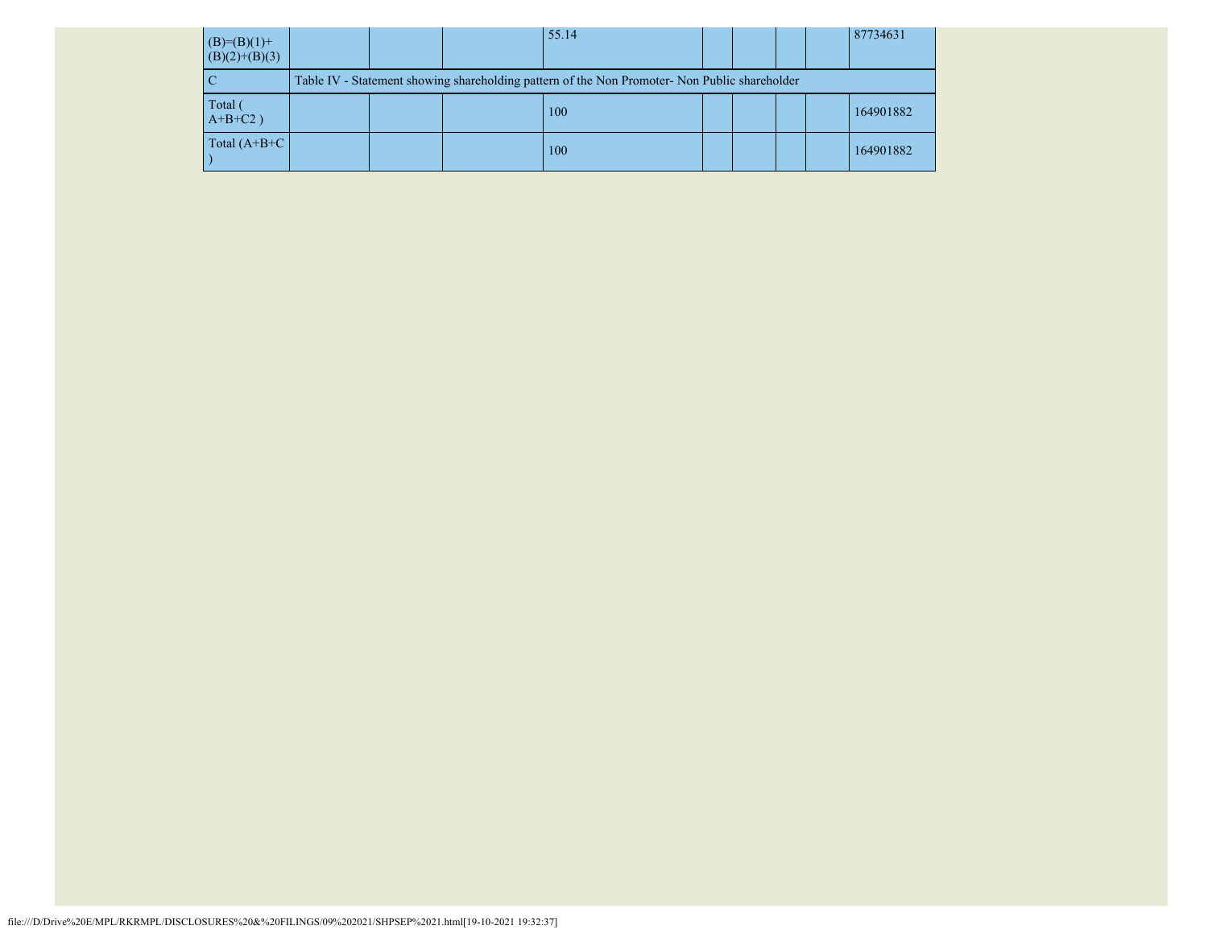| | | | | | | | | | |
|---|---|---|---|---|---|---|---|---|---|
| (B)=(B)(1)+(B)(2)+(B)(3) | | | | 55.14 | | | | | 87734631 |
| C | Table IV - Statement showing shareholding pattern of the Non Promoter- Non Public shareholder | | | | | | | | |
| Total ( A+B+C2 ) | | | | 100 | | | | | 164901882 |
| Total (A+B+C ) | | | | 100 | | | | | 164901882 |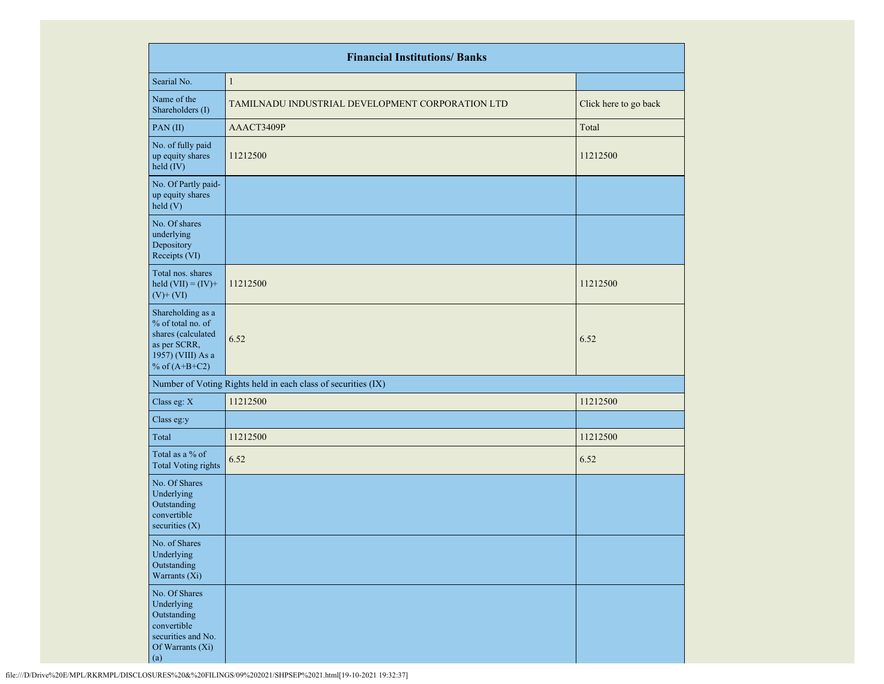| Financial Institutions/ Banks | | |
|---|---|---|
| Searial No. | 1 | |
| Name of the Shareholders (I) | TAMILNADU INDUSTRIAL DEVELOPMENT CORPORATION LTD | Click here to go back |
| PAN (II) | AAACT3409P | Total |
| No. of fully paid up equity shares held (IV) | 11212500 | 11212500 |
| No. Of Partly paid-up equity shares held (V) | | |
| No. Of shares underlying Depository Receipts (VI) | | |
| Total nos. shares held (VII) = (IV)+ (V)+ (VI) | 11212500 | 11212500 |
| Shareholding as a % of total no. of shares (calculated as per SCRR, 1957) (VIII) As a % of (A+B+C2) | 6.52 | 6.52 |
| Number of Voting Rights held in each class of securities (IX) | | |
| Class eg: X | 11212500 | 11212500 |
| Class eg:y | | |
| Total | 11212500 | 11212500 |
| Total as a % of Total Voting rights | 6.52 | 6.52 |
| No. Of Shares Underlying Outstanding convertible securities (X) | | |
| No. of Shares Underlying Outstanding Warrants (Xi) | | |
| No. Of Shares Underlying Outstanding convertible securities and No. Of Warrants (Xi) (a) | | |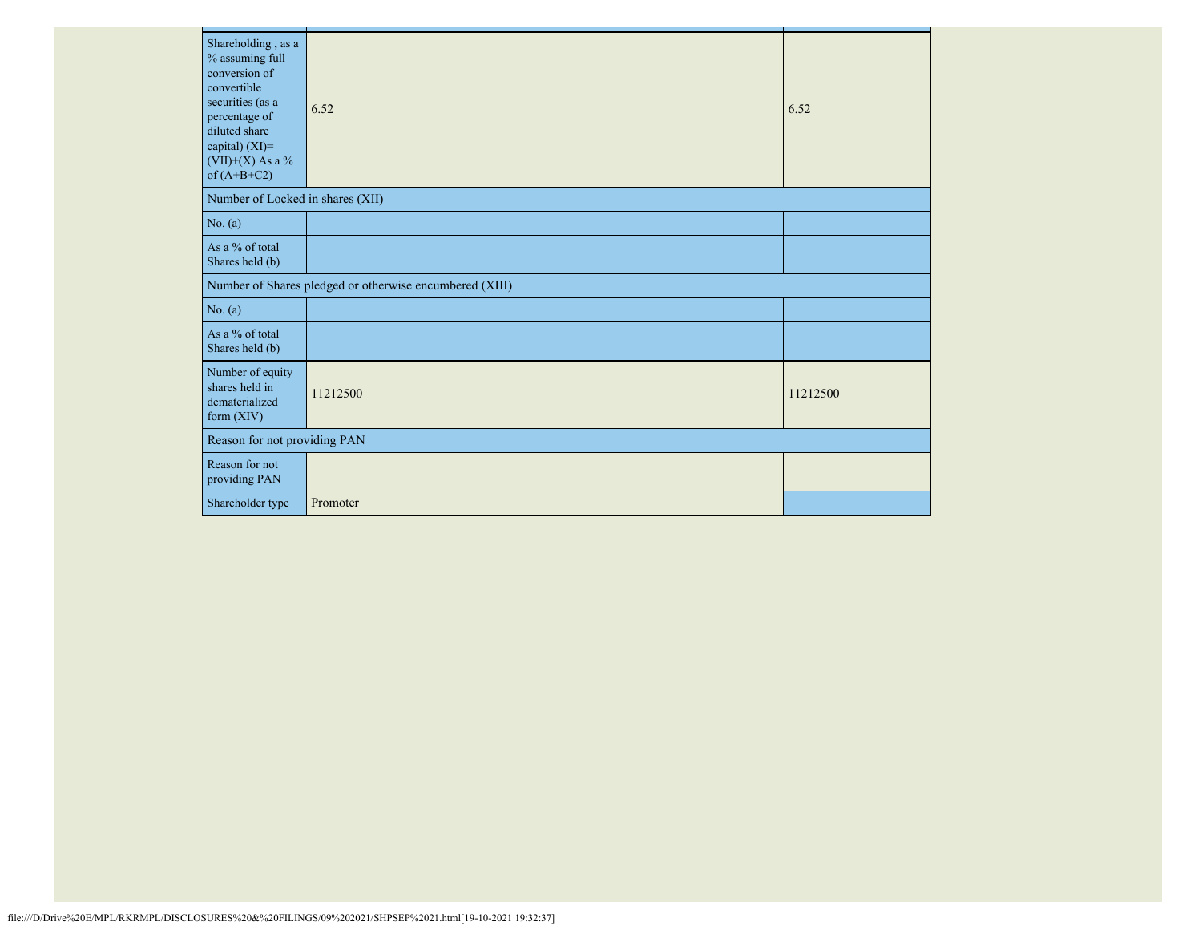| | | |
|---|---|---|
| Shareholding , as a % assuming full conversion of convertible securities (as a percentage of diluted share capital) (XI)= (VII)+(X) As a % of (A+B+C2) | 6.52 | 6.52 |
| Number of Locked in shares (XII) | | |
| No. (a) | | |
| As a % of total Shares held (b) | | |
| Number of Shares pledged or otherwise encumbered (XIII) | | |
| No. (a) | | |
| As a % of total Shares held (b) | | |
| Number of equity shares held in dematerialized form (XIV) | 11212500 | 11212500 |
| Reason for not providing PAN | | |
| Reason for not providing PAN | | |
| Shareholder type | Promoter | |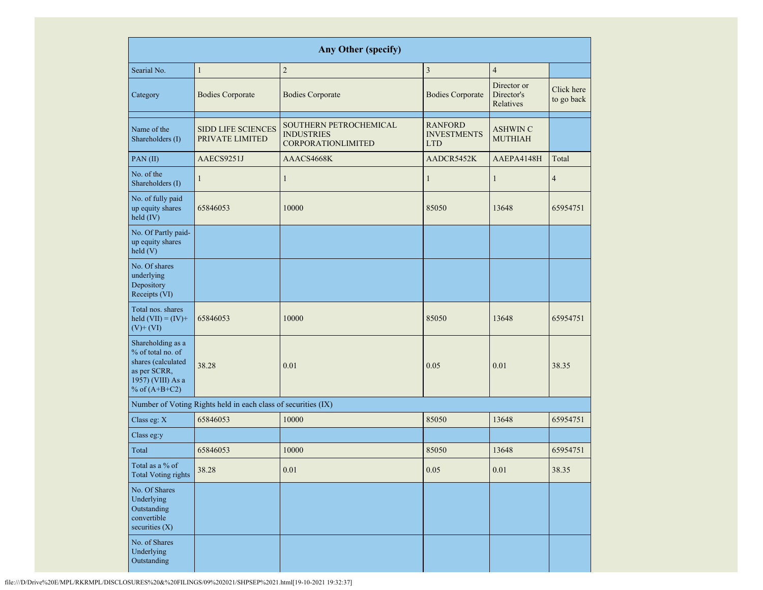| Any Other (specify) | | | | | |
|---|---|---|---|---|---|
| Searial No. | 1 | 2 | 3 | 4 | |
| Category | Bodies Corporate | Bodies Corporate | Bodies Corporate | Director or Director's Relatives | Click here to go back |
| | | | | | |
| Name of the Shareholders (I) | SIDD LIFE SCIENCES PRIVATE LIMITED | SOUTHERN PETROCHEMICAL INDUSTRIES CORPORATIONLIMITED | RANFORD INVESTMENTS LTD | ASHWIN C MUTHIAH | |
| PAN (II) | AAECS9251J | AAACS4668K | AADCR5452K | AAEPA4148H | Total |
| No. of the Shareholders (I) | 1 | 1 | 1 | 1 | 4 |
| No. of fully paid up equity shares held (IV) | 65846053 | 10000 | 85050 | 13648 | 65954751 |
| No. Of Partly paid-up equity shares held (V) | | | | | |
| No. Of shares underlying Depository Receipts (VI) | | | | | |
| Total nos. shares held (VII) = (IV)+ (V)+ (VI) | 65846053 | 10000 | 85050 | 13648 | 65954751 |
| Shareholding as a % of total no. of shares (calculated as per SCRR, 1957) (VIII) As a % of (A+B+C2) | 38.28 | 0.01 | 0.05 | 0.01 | 38.35 |
| Number of Voting Rights held in each class of securities (IX) | | | | | |
| Class eg: X | 65846053 | 10000 | 85050 | 13648 | 65954751 |
| Class eg:y | | | | | |
| Total | 65846053 | 10000 | 85050 | 13648 | 65954751 |
| Total as a % of Total Voting rights | 38.28 | 0.01 | 0.05 | 0.01 | 38.35 |
| No. Of Shares Underlying Outstanding convertible securities (X) | | | | | |
| No. of Shares Underlying Outstanding | | | | | |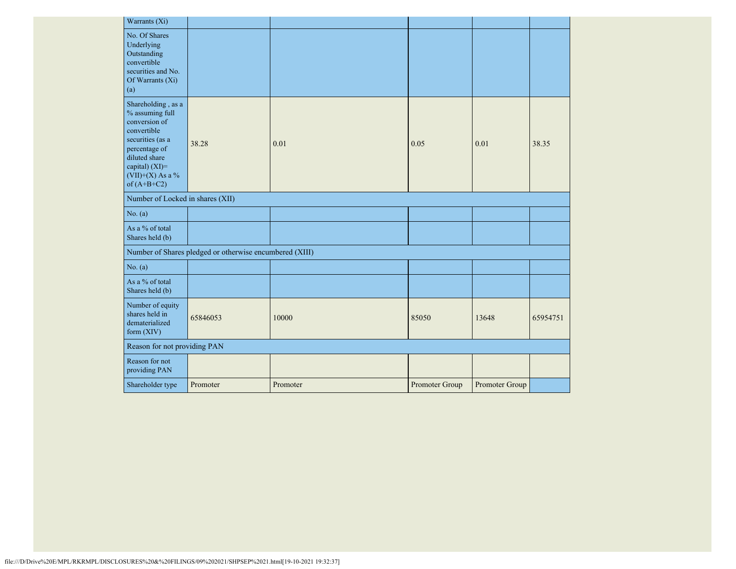| | | | | | |
|---|---|---|---|---|---|
| Warrants (Xi) | | | | | |
| No. Of Shares Underlying Outstanding convertible securities and No. Of Warrants (Xi) (a) | | | | | |
| Shareholding , as a % assuming full conversion of convertible securities (as a percentage of diluted share capital) (XI)= (VII)+(X) As a % of (A+B+C2) | 38.28 | 0.01 | 0.05 | 0.01 | 38.35 |
| Number of Locked in shares (XII) | | | | | |
| No. (a) | | | | | |
| As a % of total Shares held (b) | | | | | |
| Number of Shares pledged or otherwise encumbered (XIII) | | | | | |
| No. (a) | | | | | |
| As a % of total Shares held (b) | | | | | |
| Number of equity shares held in dematerialized form (XIV) | 65846053 | 10000 | 85050 | 13648 | 65954751 |
| Reason for not providing PAN | | | | | |
| Reason for not providing PAN | | | | | |
| Shareholder type | Promoter | Promoter | Promoter Group | Promoter Group | |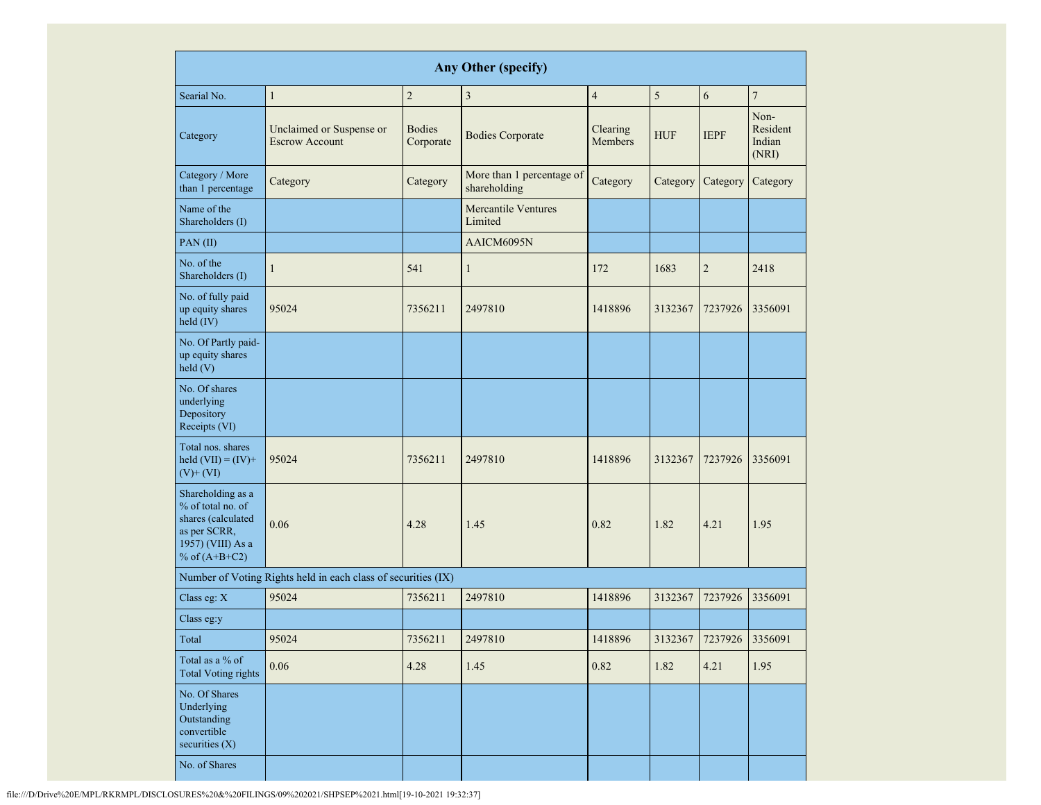| Any Other (specify) | | | | | | | |
|---|---|---|---|---|---|---|---|
| Searial No. | 1 | 2 | 3 | 4 | 5 | 6 | 7 |
| Category | Unclaimed or Suspense or Escrow Account | Bodies Corporate | Bodies Corporate | Clearing Members | HUF | IEPF | Non-Resident Indian (NRI) |
| Category / More than 1 percentage | Category | Category | More than 1 percentage of shareholding | Category | Category | Category | Category |
| Name of the Shareholders (I) | | | Mercantile Ventures Limited | | | | |
| PAN (II) | | | AAICM6095N | | | | |
| No. of the Shareholders (I) | 1 | 541 | 1 | 172 | 1683 | 2 | 2418 |
| No. of fully paid up equity shares held (IV) | 95024 | 7356211 | 2497810 | 1418896 | 3132367 | 7237926 | 3356091 |
| No. Of Partly paid-up equity shares held (V) | | | | | | | |
| No. Of shares underlying Depository Receipts (VI) | | | | | | | |
| Total nos. shares held (VII) = (IV)+ (V)+ (VI) | 95024 | 7356211 | 2497810 | 1418896 | 3132367 | 7237926 | 3356091 |
| Shareholding as a % of total no. of shares (calculated as per SCRR, 1957) (VIII) As a % of (A+B+C2) | 0.06 | 4.28 | 1.45 | 0.82 | 1.82 | 4.21 | 1.95 |
| Number of Voting Rights held in each class of securities (IX) | | | | | | | |
| Class eg: X | 95024 | 7356211 | 2497810 | 1418896 | 3132367 | 7237926 | 3356091 |
| Class eg:y | | | | | | | |
| Total | 95024 | 7356211 | 2497810 | 1418896 | 3132367 | 7237926 | 3356091 |
| Total as a % of Total Voting rights | 0.06 | 4.28 | 1.45 | 0.82 | 1.82 | 4.21 | 1.95 |
| No. Of Shares Underlying Outstanding convertible securities (X) | | | | | | | |
| No. of Shares | | | | | | | |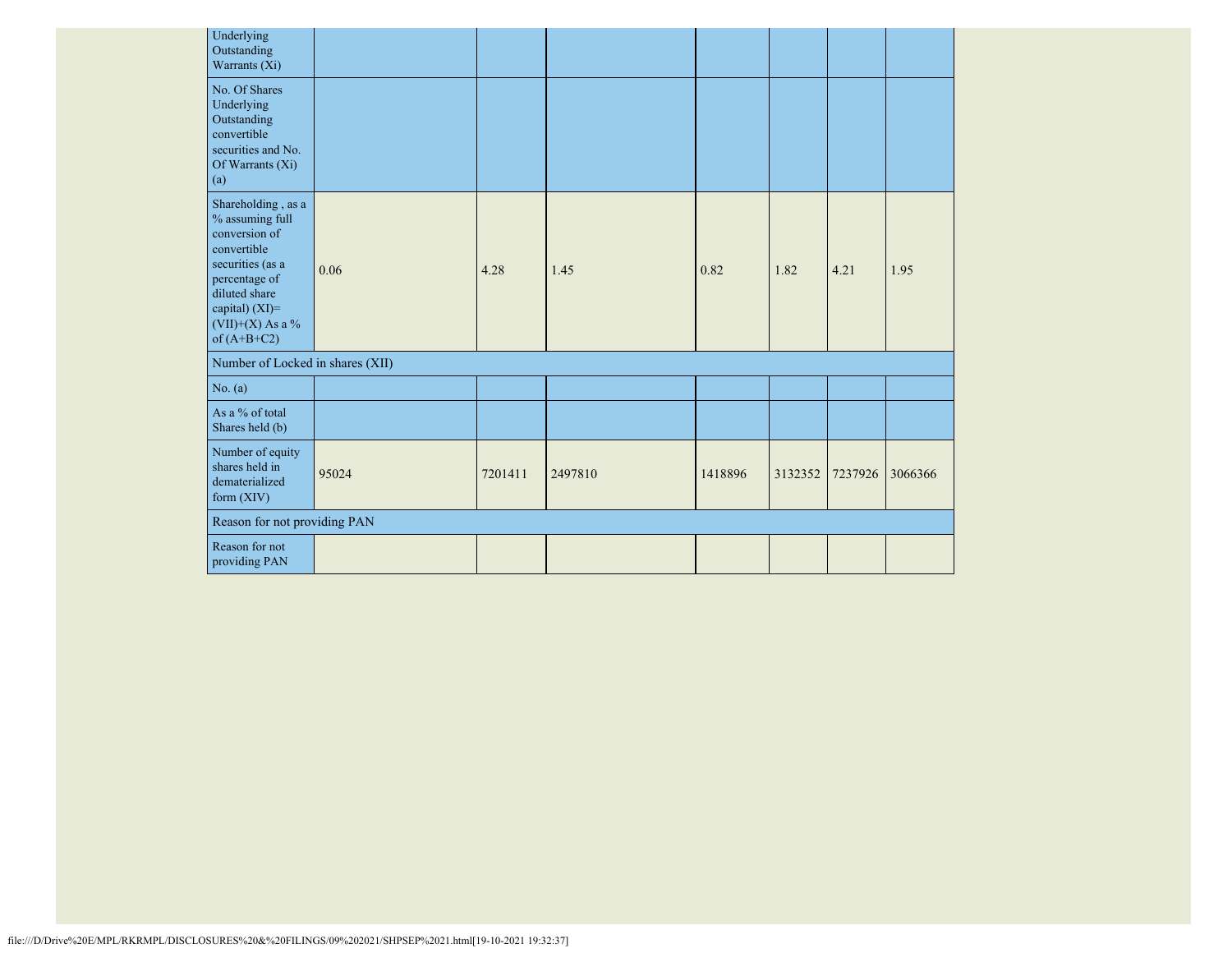| | | | | | | | |
|---|---|---|---|---|---|---|---|
| Underlying Outstanding Warrants (Xi) | | | | | | | |
| No. Of Shares Underlying Outstanding convertible securities and No. Of Warrants (Xi) (a) | | | | | | | |
| Shareholding , as a % assuming full conversion of convertible securities (as a percentage of diluted share capital) (XI)= (VII)+(X) As a % of (A+B+C2) | 0.06 | 4.28 | 1.45 | 0.82 | 1.82 | 4.21 | 1.95 |
| Number of Locked in shares (XII) | | | | | | | |
| No. (a) | | | | | | | |
| As a % of total Shares held (b) | | | | | | | |
| Number of equity shares held in dematerialized form (XIV) | 95024 | 7201411 | 2497810 | 1418896 | 3132352 | 7237926 | 3066366 |
| Reason for not providing PAN | | | | | | | |
| Reason for not providing PAN | | | | | | | |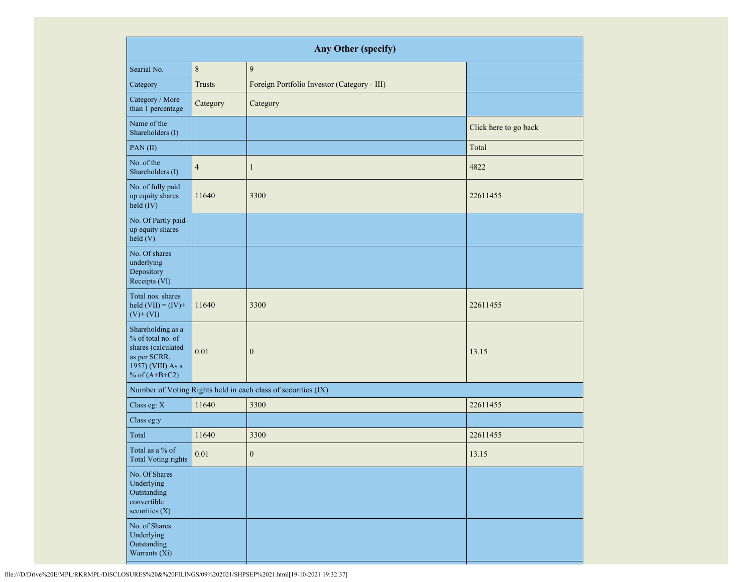| Any Other (specify) | | | |
|---|---|---|---|
| Searial No. | 8 | 9 | |
| Category | Trusts | Foreign Portfolio Investor (Category - III) | |
| Category / More than 1 percentage | Category | Category | |
| Name of the Shareholders (I) | | | Click here to go back |
| PAN (II) | | | Total |
| No. of the Shareholders (I) | 4 | 1 | 4822 |
| No. of fully paid up equity shares held (IV) | 11640 | 3300 | 22611455 |
| No. Of Partly paid-up equity shares held (V) | | | |
| No. Of shares underlying Depository Receipts (VI) | | | |
| Total nos. shares held (VII) = (IV)+ (V)+ (VI) | 11640 | 3300 | 22611455 |
| Shareholding as a % of total no. of shares (calculated as per SCRR, 1957) (VIII) As a % of (A+B+C2) | 0.01 | 0 | 13.15 |
| Number of Voting Rights held in each class of securities (IX) | | | |
| Class eg: X | 11640 | 3300 | 22611455 |
| Class eg:y | | | |
| Total | 11640 | 3300 | 22611455 |
| Total as a % of Total Voting rights | 0.01 | 0 | 13.15 |
| No. Of Shares Underlying Outstanding convertible securities (X) | | | |
| No. of Shares Underlying Outstanding Warrants (Xi) | | | |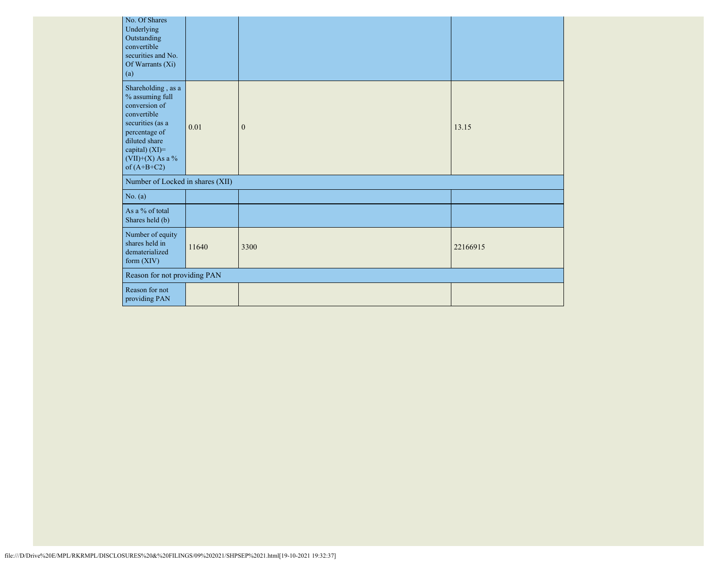| No. Of Shares Underlying Outstanding convertible securities and No. Of Warrants (Xi) (a) | | | |
|---|---|---|---|
| Shareholding , as a % assuming full conversion of convertible securities (as a percentage of diluted share capital) (XI)= (VII)+(X) As a % of (A+B+C2) | 0.01 | 0 | 13.15 |
| Number of Locked in shares (XII) | | | |
| No. (a) | | | |
| As a % of total Shares held (b) | | | |
| Number of equity shares held in dematerialized form (XIV) | 11640 | 3300 | 22166915 |
| Reason for not providing PAN | | | |
| Reason for not providing PAN | | | |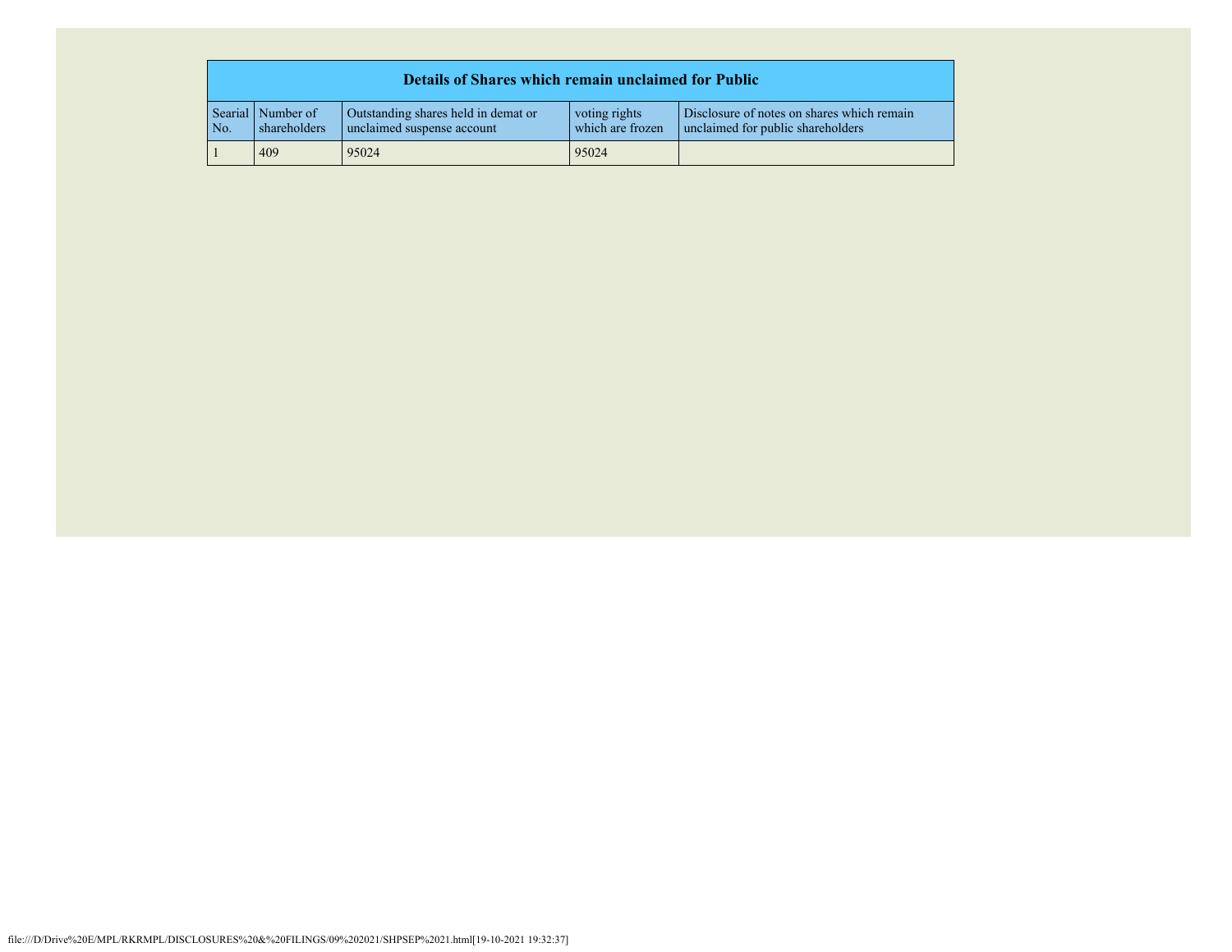| Details of Shares which remain unclaimed for Public | | | | |
|---|---|---|---|---|
| Searial No. | Number of shareholders | Outstanding shares held in demat or unclaimed suspense account | voting rights which are frozen | Disclosure of notes on shares which remain unclaimed for public shareholders |
| 1 | 409 | 95024 | 95024 | |